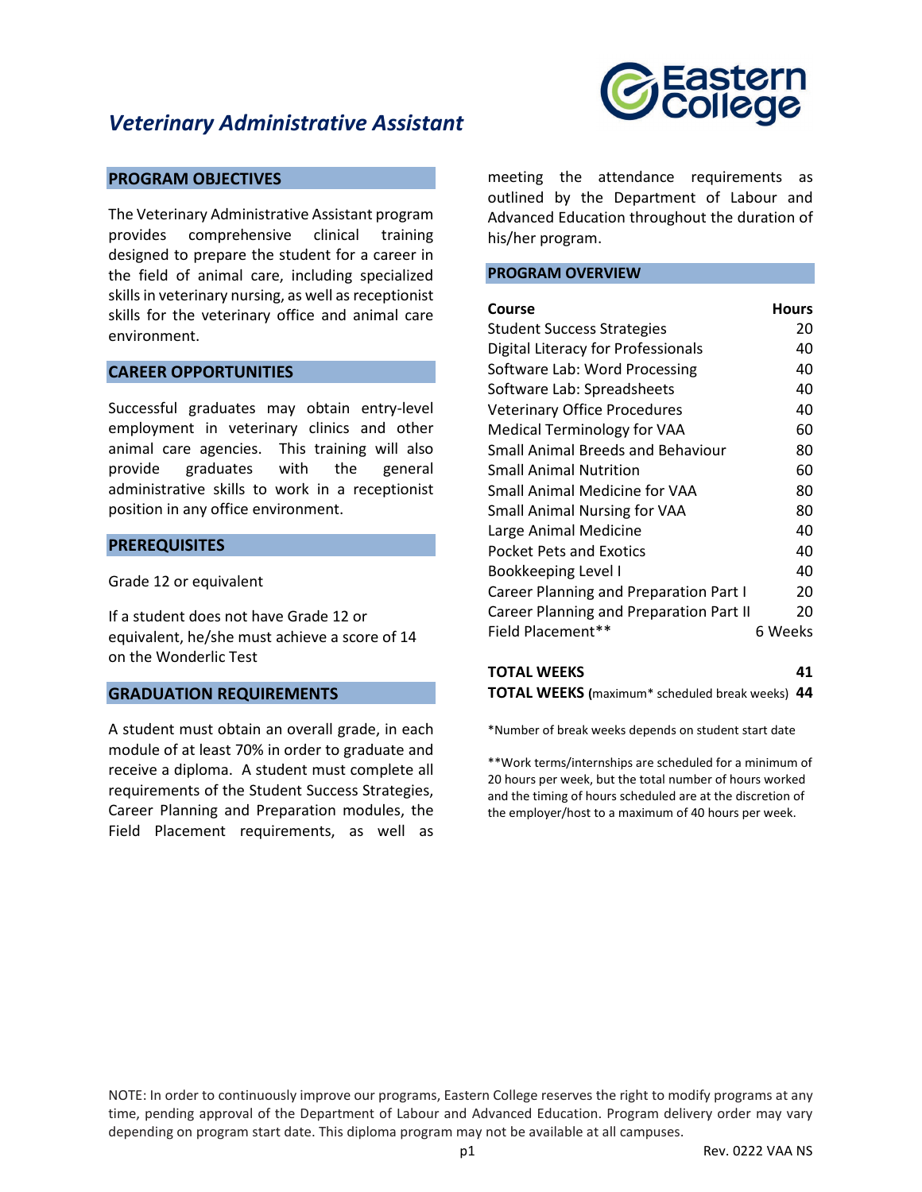# *Veterinary Administrative Assistant*

## PROGRAM OBJECTIVES

The Veterinary Administrative Assistant program provides comprehensive clinical training designed to prepare the student for a career in the field of animal care, including specialized skills in veterinary nursing, as well as receptionist skills for the veterinary office and animal care environment.

## CAREER OPPORTUNITIES

Successful graduates may obtain entry-level employment in veterinary clinics and other animal care agencies. This training will also provide graduates with the general administrative skills to work in a receptionist position in any office environment.

## PREREQUISITES

Grade 12 or equivalent

If a student does not have Grade 12 or equivalent, he/she must achieve a score of 14 on the Wonderlic Test

## GRADUATION REQUIREMENTS

A student must obtain an overall grade, in each module of at least 70% in order to graduate and receive a diploma. A student must complete all requirements of the Student Success Strategies, Career Planning and Preparation modules, the Field Placement requirements, as well as meeting the attendance requirements as outlined by the Department of Labour and Advanced Education throughout the duration of his/her program.

## PROGRAM OVERVIEW

| Course | Hours |
|---|---|
| Student Success Strategies | 20 |
| Digital Literacy for Professionals | 40 |
| Software Lab: Word Processing | 40 |
| Software Lab: Spreadsheets | 40 |
| Veterinary Office Procedures | 40 |
| Medical Terminology for VAA | 60 |
| Small Animal Breeds and Behaviour | 80 |
| Small Animal Nutrition | 60 |
| Small Animal Medicine for VAA | 80 |
| Small Animal Nursing for VAA | 80 |
| Large Animal Medicine | 40 |
| Pocket Pets and Exotics | 40 |
| Bookkeeping Level I | 40 |
| Career Planning and Preparation Part I | 20 |
| Career Planning and Preparation Part II | 20 |
| Field Placement** | 6 Weeks |
| **TOTAL WEEKS** | **41** |
| **TOTAL WEEKS** (maximum* scheduled break weeks) | **44** |

*Number of break weeks depends on student start date

**Work terms/internships are scheduled for a minimum of 20 hours per week, but the total number of hours worked and the timing of hours scheduled are at the discretion of the employer/host to a maximum of 40 hours per week.

NOTE: In order to continuously improve our programs, Eastern College reserves the right to modify programs at any time, pending approval of the Department of Labour and Advanced Education. Program delivery order may vary depending on program start date. This diploma program may not be available at all campuses.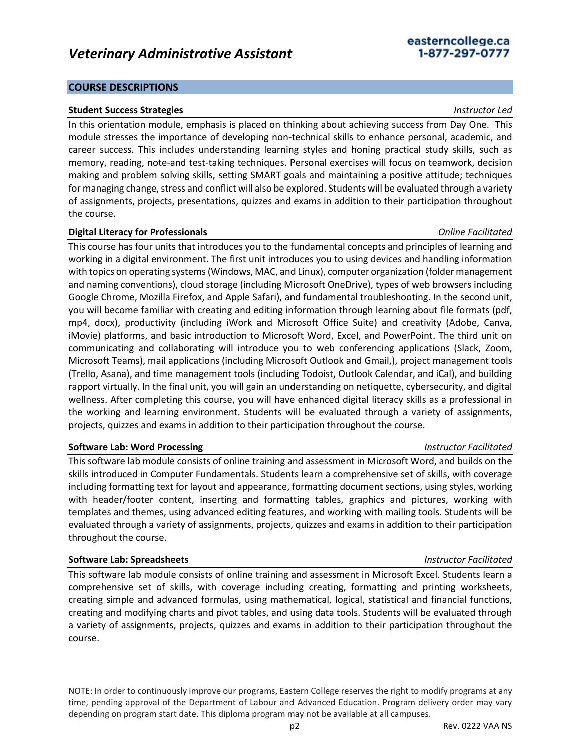## COURSE DESCRIPTIONS

### Student Success Strategies

*Instructor Led*

In this orientation module, emphasis is placed on thinking about achieving success from Day One. This module stresses the importance of developing non-technical skills to enhance personal, academic, and career success. This includes understanding learning styles and honing practical study skills, such as memory, reading, note-and test-taking techniques. Personal exercises will focus on teamwork, decision making and problem solving skills, setting SMART goals and maintaining a positive attitude; techniques for managing change, stress and conflict will also be explored. Students will be evaluated through a variety of assignments, projects, presentations, quizzes and exams in addition to their participation throughout the course.

### Digital Literacy for Professionals

*Online Facilitated*

This course has four units that introduces you to the fundamental concepts and principles of learning and working in a digital environment. The first unit introduces you to using devices and handling information with topics on operating systems (Windows, MAC, and Linux), computer organization (folder management and naming conventions), cloud storage (including Microsoft OneDrive), types of web browsers including Google Chrome, Mozilla Firefox, and Apple Safari), and fundamental troubleshooting. In the second unit, you will become familiar with creating and editing information through learning about file formats (pdf, mp4, docx), productivity (including iWork and Microsoft Office Suite) and creativity (Adobe, Canva, iMovie) platforms, and basic introduction to Microsoft Word, Excel, and PowerPoint. The third unit on communicating and collaborating will introduce you to web conferencing applications (Slack, Zoom, Microsoft Teams), mail applications (including Microsoft Outlook and Gmail,), project management tools (Trello, Asana), and time management tools (including Todoist, Outlook Calendar, and iCal), and building rapport virtually. In the final unit, you will gain an understanding on netiquette, cybersecurity, and digital wellness. After completing this course, you will have enhanced digital literacy skills as a professional in the working and learning environment. Students will be evaluated through a variety of assignments, projects, quizzes and exams in addition to their participation throughout the course.

### Software Lab: Word Processing

*Instructor Facilitated*

This software lab module consists of online training and assessment in Microsoft Word, and builds on the skills introduced in Computer Fundamentals. Students learn a comprehensive set of skills, with coverage including formatting text for layout and appearance, formatting document sections, using styles, working with header/footer content, inserting and formatting tables, graphics and pictures, working with templates and themes, using advanced editing features, and working with mailing tools. Students will be evaluated through a variety of assignments, projects, quizzes and exams in addition to their participation throughout the course.

### Software Lab: Spreadsheets

*Instructor Facilitated*

This software lab module consists of online training and assessment in Microsoft Excel. Students learn a comprehensive set of skills, with coverage including creating, formatting and printing worksheets, creating simple and advanced formulas, using mathematical, logical, statistical and financial functions, creating and modifying charts and pivot tables, and using data tools. Students will be evaluated through a variety of assignments, projects, quizzes and exams in addition to their participation throughout the course.

NOTE: In order to continuously improve our programs, Eastern College reserves the right to modify programs at any time, pending approval of the Department of Labour and Advanced Education. Program delivery order may vary depending on program start date. This diploma program may not be available at all campuses.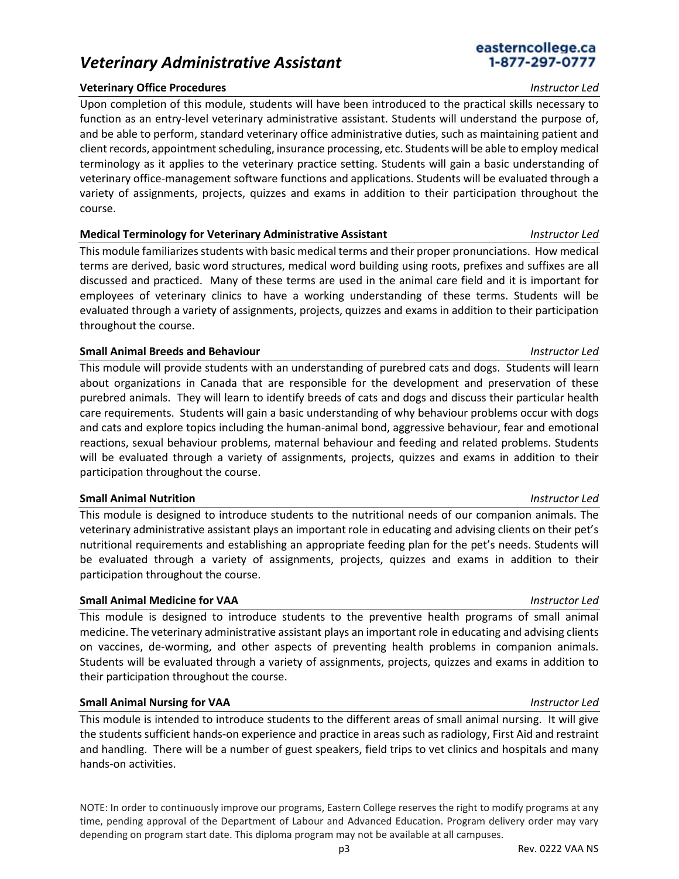# Veterinary Administrative Assistant

**Veterinary Office Procedures** *Instructor Led*

Upon completion of this module, students will have been introduced to the practical skills necessary to function as an entry-level veterinary administrative assistant. Students will understand the purpose of, and be able to perform, standard veterinary office administrative duties, such as maintaining patient and client records, appointment scheduling, insurance processing, etc. Students will be able to employ medical terminology as it applies to the veterinary practice setting. Students will gain a basic understanding of veterinary office-management software functions and applications. Students will be evaluated through a variety of assignments, projects, quizzes and exams in addition to their participation throughout the course.

**Medical Terminology for Veterinary Administrative Assistant** *Instructor Led*

This module familiarizes students with basic medical terms and their proper pronunciations. How medical terms are derived, basic word structures, medical word building using roots, prefixes and suffixes are all discussed and practiced. Many of these terms are used in the animal care field and it is important for employees of veterinary clinics to have a working understanding of these terms. Students will be evaluated through a variety of assignments, projects, quizzes and exams in addition to their participation throughout the course.

**Small Animal Breeds and Behaviour** *Instructor Led*

This module will provide students with an understanding of purebred cats and dogs. Students will learn about organizations in Canada that are responsible for the development and preservation of these purebred animals. They will learn to identify breeds of cats and dogs and discuss their particular health care requirements. Students will gain a basic understanding of why behaviour problems occur with dogs and cats and explore topics including the human-animal bond, aggressive behaviour, fear and emotional reactions, sexual behaviour problems, maternal behaviour and feeding and related problems. Students will be evaluated through a variety of assignments, projects, quizzes and exams in addition to their participation throughout the course.

**Small Animal Nutrition** *Instructor Led*

This module is designed to introduce students to the nutritional needs of our companion animals. The veterinary administrative assistant plays an important role in educating and advising clients on their pet's nutritional requirements and establishing an appropriate feeding plan for the pet's needs. Students will be evaluated through a variety of assignments, projects, quizzes and exams in addition to their participation throughout the course.

**Small Animal Medicine for VAA** *Instructor Led*

This module is designed to introduce students to the preventive health programs of small animal medicine. The veterinary administrative assistant plays an important role in educating and advising clients on vaccines, de-worming, and other aspects of preventing health problems in companion animals. Students will be evaluated through a variety of assignments, projects, quizzes and exams in addition to their participation throughout the course.

**Small Animal Nursing for VAA** *Instructor Led*

This module is intended to introduce students to the different areas of small animal nursing. It will give the students sufficient hands-on experience and practice in areas such as radiology, First Aid and restraint and handling. There will be a number of guest speakers, field trips to vet clinics and hospitals and many hands-on activities.

NOTE: In order to continuously improve our programs, Eastern College reserves the right to modify programs at any time, pending approval of the Department of Labour and Advanced Education. Program delivery order may vary depending on program start date. This diploma program may not be available at all campuses.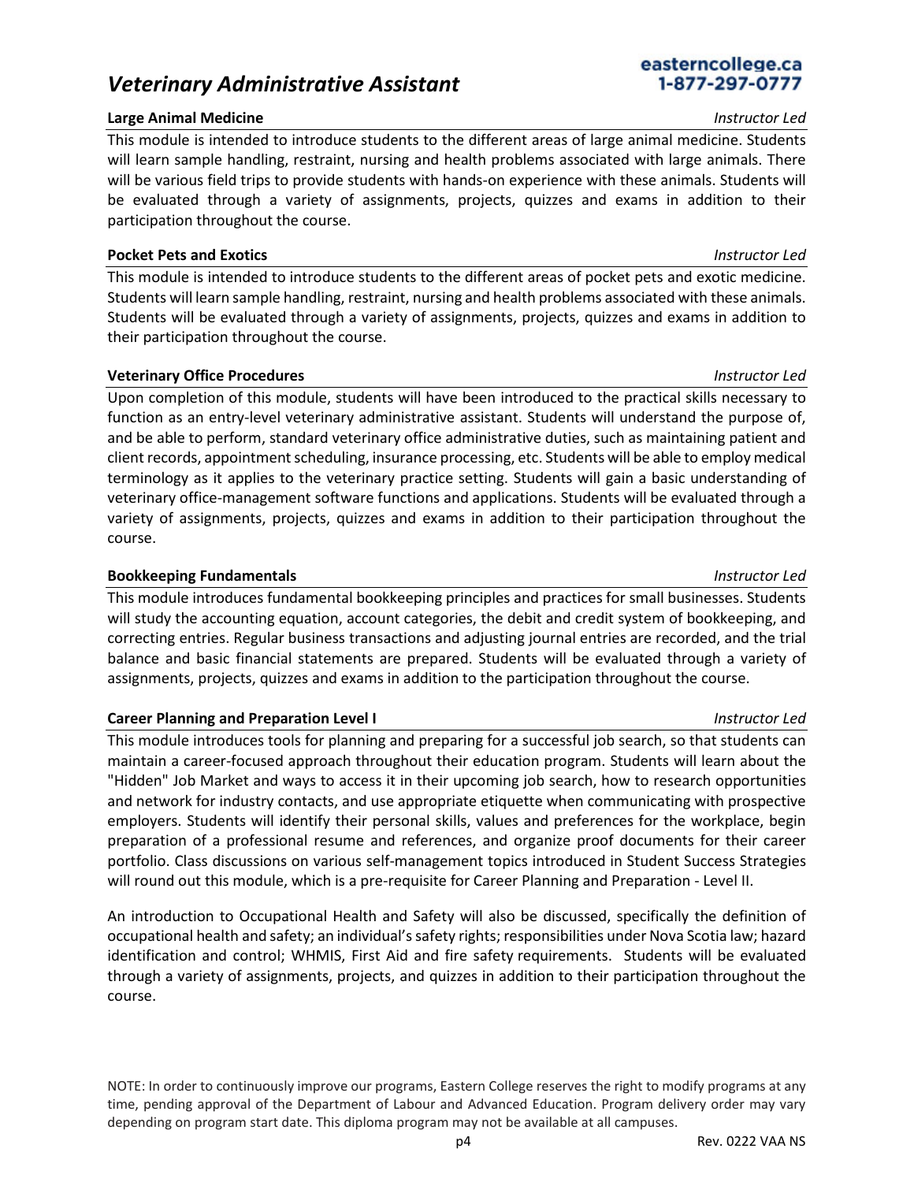# *Veterinary Administrative Assistant*

**Large Animal Medicine** *Instructor Led*

This module is intended to introduce students to the different areas of large animal medicine. Students will learn sample handling, restraint, nursing and health problems associated with large animals. There will be various field trips to provide students with hands-on experience with these animals. Students will be evaluated through a variety of assignments, projects, quizzes and exams in addition to their participation throughout the course.

**Pocket Pets and Exotics** *Instructor Led*

This module is intended to introduce students to the different areas of pocket pets and exotic medicine. Students will learn sample handling, restraint, nursing and health problems associated with these animals. Students will be evaluated through a variety of assignments, projects, quizzes and exams in addition to their participation throughout the course.

**Veterinary Office Procedures** *Instructor Led*

Upon completion of this module, students will have been introduced to the practical skills necessary to function as an entry-level veterinary administrative assistant. Students will understand the purpose of, and be able to perform, standard veterinary office administrative duties, such as maintaining patient and client records, appointment scheduling, insurance processing, etc. Students will be able to employ medical terminology as it applies to the veterinary practice setting. Students will gain a basic understanding of veterinary office-management software functions and applications. Students will be evaluated through a variety of assignments, projects, quizzes and exams in addition to their participation throughout the course.

**Bookkeeping Fundamentals** *Instructor Led*

This module introduces fundamental bookkeeping principles and practices for small businesses. Students will study the accounting equation, account categories, the debit and credit system of bookkeeping, and correcting entries. Regular business transactions and adjusting journal entries are recorded, and the trial balance and basic financial statements are prepared. Students will be evaluated through a variety of assignments, projects, quizzes and exams in addition to the participation throughout the course.

**Career Planning and Preparation Level I** *Instructor Led*

This module introduces tools for planning and preparing for a successful job search, so that students can maintain a career-focused approach throughout their education program. Students will learn about the "Hidden" Job Market and ways to access it in their upcoming job search, how to research opportunities and network for industry contacts, and use appropriate etiquette when communicating with prospective employers. Students will identify their personal skills, values and preferences for the workplace, begin preparation of a professional resume and references, and organize proof documents for their career portfolio. Class discussions on various self-management topics introduced in Student Success Strategies will round out this module, which is a pre-requisite for Career Planning and Preparation - Level II.

An introduction to Occupational Health and Safety will also be discussed, specifically the definition of occupational health and safety; an individual's safety rights; responsibilities under Nova Scotia law; hazard identification and control; WHMIS, First Aid and fire safety requirements. Students will be evaluated through a variety of assignments, projects, and quizzes in addition to their participation throughout the course.

NOTE: In order to continuously improve our programs, Eastern College reserves the right to modify programs at any time, pending approval of the Department of Labour and Advanced Education. Program delivery order may vary depending on program start date. This diploma program may not be available at all campuses.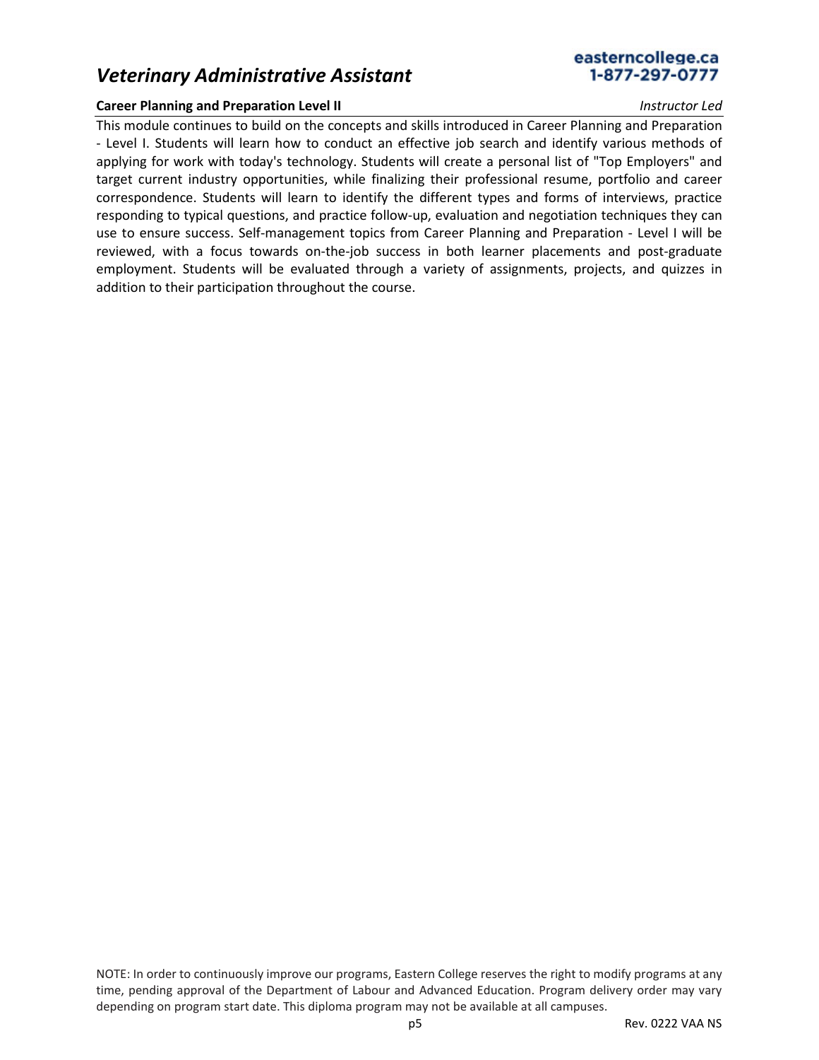**Career Planning and Preparation Level II** *Instructor Led*

This module continues to build on the concepts and skills introduced in Career Planning and Preparation - Level I. Students will learn how to conduct an effective job search and identify various methods of applying for work with today's technology. Students will create a personal list of "Top Employers" and target current industry opportunities, while finalizing their professional resume, portfolio and career correspondence. Students will learn to identify the different types and forms of interviews, practice responding to typical questions, and practice follow-up, evaluation and negotiation techniques they can use to ensure success. Self-management topics from Career Planning and Preparation - Level I will be reviewed, with a focus towards on-the-job success in both learner placements and post-graduate employment. Students will be evaluated through a variety of assignments, projects, and quizzes in addition to their participation throughout the course.

NOTE: In order to continuously improve our programs, Eastern College reserves the right to modify programs at any time, pending approval of the Department of Labour and Advanced Education. Program delivery order may vary depending on program start date. This diploma program may not be available at all campuses.